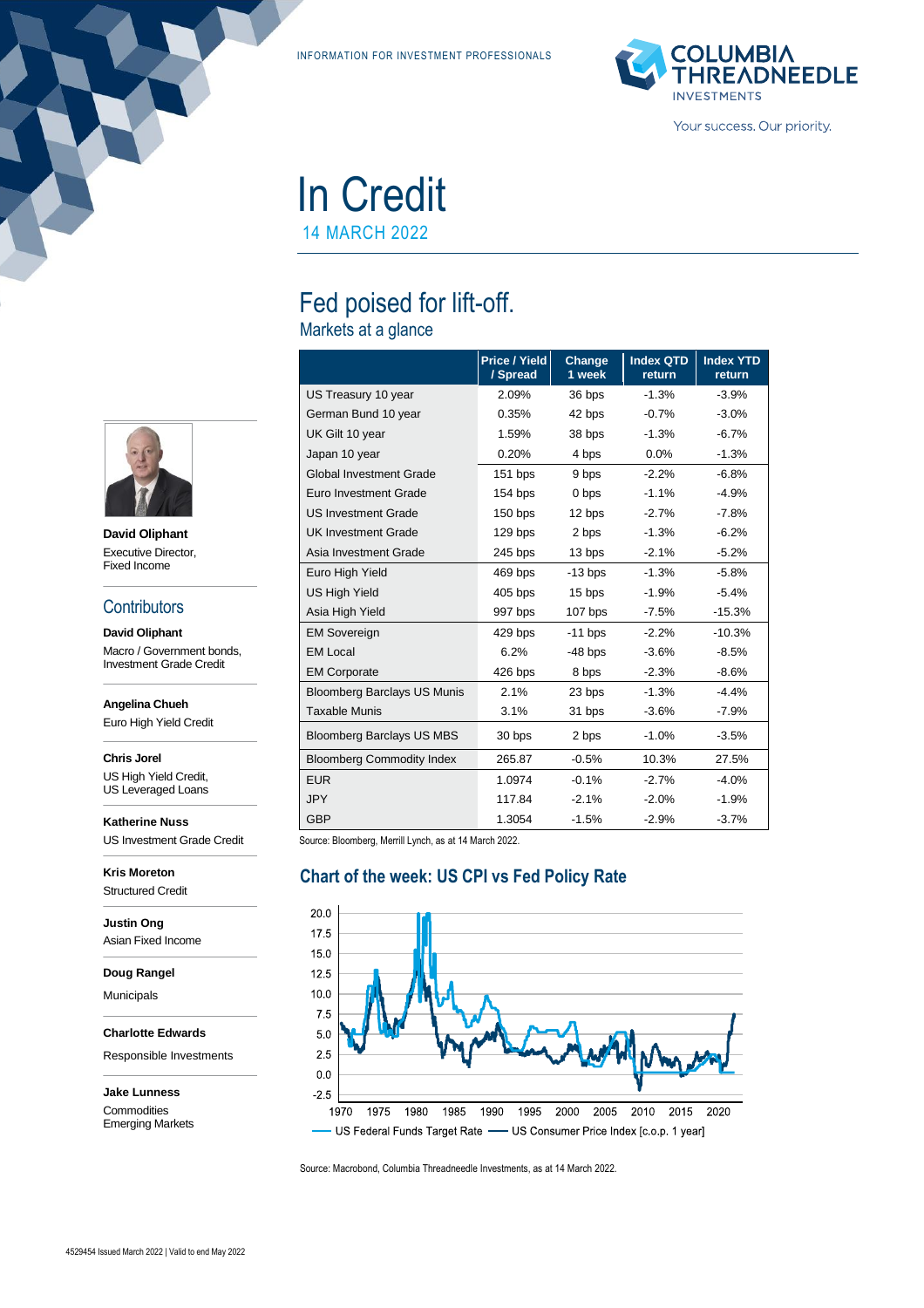INFORMATION FOR INVESTMENT PROFESSIONALS

# In Credit

14 MARCH 2022

## Fed poised for lift-off.

### Markets at a glance

| | Price / Yield / Spread | Change 1 week | Index QTD return | Index YTD return |
|---|---|---|---|---|
| US Treasury 10 year | 2.09% | 36 bps | -1.3% | -3.9% |
| German Bund 10 year | 0.35% | 42 bps | -0.7% | -3.0% |
| UK Gilt 10 year | 1.59% | 38 bps | -1.3% | -6.7% |
| Japan 10 year | 0.20% | 4 bps | 0.0% | -1.3% |
| Global Investment Grade | 151 bps | 9 bps | -2.2% | -6.8% |
| Euro Investment Grade | 154 bps | 0 bps | -1.1% | -4.9% |
| US Investment Grade | 150 bps | 12 bps | -2.7% | -7.8% |
| UK Investment Grade | 129 bps | 2 bps | -1.3% | -6.2% |
| Asia Investment Grade | 245 bps | 13 bps | -2.1% | -5.2% |
| Euro High Yield | 469 bps | -13 bps | -1.3% | -5.8% |
| US High Yield | 405 bps | 15 bps | -1.9% | -5.4% |
| Asia High Yield | 997 bps | 107 bps | -7.5% | -15.3% |
| EM Sovereign | 429 bps | -11 bps | -2.2% | -10.3% |
| EM Local | 6.2% | -48 bps | -3.6% | -8.5% |
| EM Corporate | 426 bps | 8 bps | -2.3% | -8.6% |
| Bloomberg Barclays US Munis | 2.1% | 23 bps | -1.3% | -4.4% |
| Taxable Munis | 3.1% | 31 bps | -3.6% | -7.9% |
| Bloomberg Barclays US MBS | 30 bps | 2 bps | -1.0% | -3.5% |
| Bloomberg Commodity Index | 265.87 | -0.5% | 10.3% | 27.5% |
| EUR | 1.0974 | -0.1% | -2.7% | -4.0% |
| JPY | 117.84 | -2.1% | -2.0% | -1.9% |
| GBP | 1.3054 | -1.5% | -2.9% | -3.7% |

Source: Bloomberg, Merrill Lynch, as at 14 March 2022.

### Chart of the week: US CPI vs Fed Policy Rate

US Federal Funds Target Rate — US Consumer Price Index [c.o.p. 1 year]

Source: Macrobond, Columbia Threadneedle Investments, as at 14 March 2022.

**David Oliphant**
Executive Director,
Fixed Income

## Contributors

**David Oliphant**
Macro / Government bonds, Investment Grade Credit

**Angelina Chueh**
Euro High Yield Credit

**Chris Jorel**
US High Yield Credit, US Leveraged Loans

**Katherine Nuss**
US Investment Grade Credit

**Kris Moreton**
Structured Credit

**Justin Ong**
Asian Fixed Income

**Doug Rangel**
Municipals

**Charlotte Edwards**
Responsible Investments

**Jake Lunness**
Commodities
Emerging Markets

4529454 Issued March 2022 | Valid to end May 2022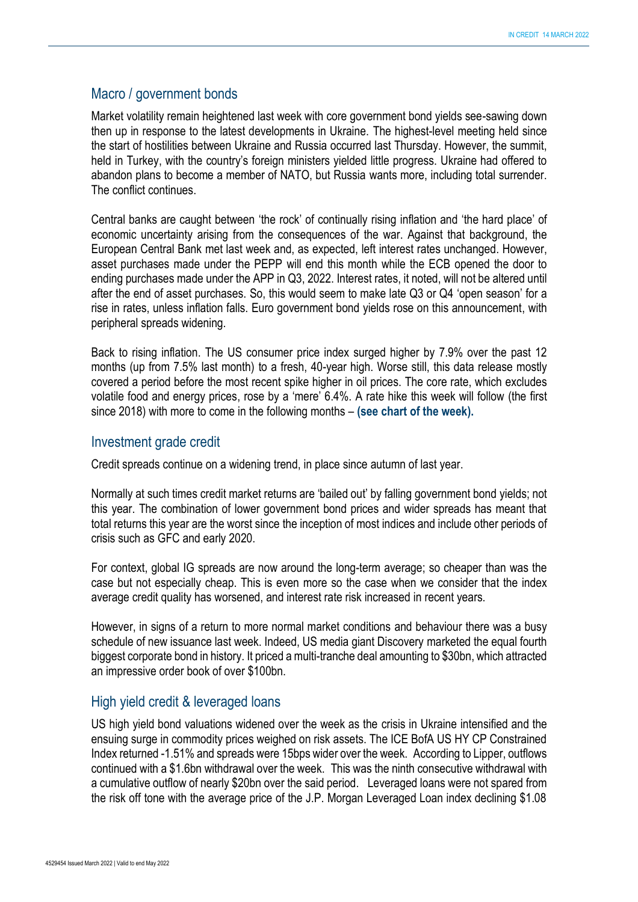## Macro / government bonds

Market volatility remain heightened last week with core government bond yields see-sawing down then up in response to the latest developments in Ukraine. The highest-level meeting held since the start of hostilities between Ukraine and Russia occurred last Thursday. However, the summit, held in Turkey, with the country's foreign ministers yielded little progress. Ukraine had offered to abandon plans to become a member of NATO, but Russia wants more, including total surrender. The conflict continues.

Central banks are caught between 'the rock' of continually rising inflation and 'the hard place' of economic uncertainty arising from the consequences of the war. Against that background, the European Central Bank met last week and, as expected, left interest rates unchanged. However, asset purchases made under the PEPP will end this month while the ECB opened the door to ending purchases made under the APP in Q3, 2022. Interest rates, it noted, will not be altered until after the end of asset purchases. So, this would seem to make late Q3 or Q4 'open season' for a rise in rates, unless inflation falls. Euro government bond yields rose on this announcement, with peripheral spreads widening.

Back to rising inflation. The US consumer price index surged higher by 7.9% over the past 12 months (up from 7.5% last month) to a fresh, 40-year high. Worse still, this data release mostly covered a period before the most recent spike higher in oil prices. The core rate, which excludes volatile food and energy prices, rose by a 'mere' 6.4%. A rate hike this week will follow (the first since 2018) with more to come in the following months – **(see chart of the week).**

## Investment grade credit

Credit spreads continue on a widening trend, in place since autumn of last year.

Normally at such times credit market returns are 'bailed out' by falling government bond yields; not this year. The combination of lower government bond prices and wider spreads has meant that total returns this year are the worst since the inception of most indices and include other periods of crisis such as GFC and early 2020.

For context, global IG spreads are now around the long-term average; so cheaper than was the case but not especially cheap. This is even more so the case when we consider that the index average credit quality has worsened, and interest rate risk increased in recent years.

However, in signs of a return to more normal market conditions and behaviour there was a busy schedule of new issuance last week. Indeed, US media giant Discovery marketed the equal fourth biggest corporate bond in history. It priced a multi-tranche deal amounting to $30bn, which attracted an impressive order book of over $100bn.

## High yield credit & leveraged loans

US high yield bond valuations widened over the week as the crisis in Ukraine intensified and the ensuing surge in commodity prices weighed on risk assets. The ICE BofA US HY CP Constrained Index returned -1.51% and spreads were 15bps wider over the week. According to Lipper, outflows continued with a $1.6bn withdrawal over the week. This was the ninth consecutive withdrawal with a cumulative outflow of nearly $20bn over the said period. Leveraged loans were not spared from the risk off tone with the average price of the J.P. Morgan Leveraged Loan index declining $1.08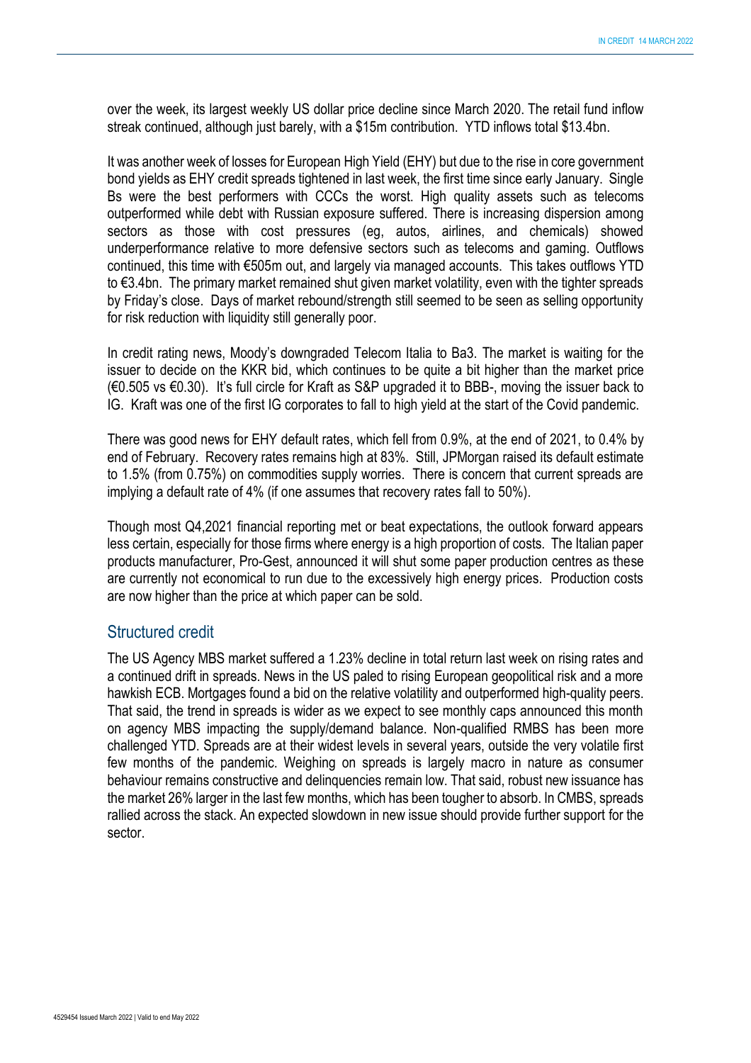over the week, its largest weekly US dollar price decline since March 2020. The retail fund inflow streak continued, although just barely, with a $15m contribution. YTD inflows total $13.4bn.

It was another week of losses for European High Yield (EHY) but due to the rise in core government bond yields as EHY credit spreads tightened in last week, the first time since early January. Single Bs were the best performers with CCCs the worst. High quality assets such as telecoms outperformed while debt with Russian exposure suffered. There is increasing dispersion among sectors as those with cost pressures (eg, autos, airlines, and chemicals) showed underperformance relative to more defensive sectors such as telecoms and gaming. Outflows continued, this time with €505m out, and largely via managed accounts. This takes outflows YTD to €3.4bn. The primary market remained shut given market volatility, even with the tighter spreads by Friday's close. Days of market rebound/strength still seemed to be seen as selling opportunity for risk reduction with liquidity still generally poor.

In credit rating news, Moody's downgraded Telecom Italia to Ba3. The market is waiting for the issuer to decide on the KKR bid, which continues to be quite a bit higher than the market price (€0.505 vs €0.30). It's full circle for Kraft as S&P upgraded it to BBB-, moving the issuer back to IG. Kraft was one of the first IG corporates to fall to high yield at the start of the Covid pandemic.

There was good news for EHY default rates, which fell from 0.9%, at the end of 2021, to 0.4% by end of February. Recovery rates remains high at 83%. Still, JPMorgan raised its default estimate to 1.5% (from 0.75%) on commodities supply worries. There is concern that current spreads are implying a default rate of 4% (if one assumes that recovery rates fall to 50%).

Though most Q4,2021 financial reporting met or beat expectations, the outlook forward appears less certain, especially for those firms where energy is a high proportion of costs. The Italian paper products manufacturer, Pro-Gest, announced it will shut some paper production centres as these are currently not economical to run due to the excessively high energy prices. Production costs are now higher than the price at which paper can be sold.

## Structured credit

The US Agency MBS market suffered a 1.23% decline in total return last week on rising rates and a continued drift in spreads. News in the US paled to rising European geopolitical risk and a more hawkish ECB. Mortgages found a bid on the relative volatility and outperformed high-quality peers. That said, the trend in spreads is wider as we expect to see monthly caps announced this month on agency MBS impacting the supply/demand balance. Non-qualified RMBS has been more challenged YTD. Spreads are at their widest levels in several years, outside the very volatile first few months of the pandemic. Weighing on spreads is largely macro in nature as consumer behaviour remains constructive and delinquencies remain low. That said, robust new issuance has the market 26% larger in the last few months, which has been tougher to absorb. In CMBS, spreads rallied across the stack. An expected slowdown in new issue should provide further support for the sector.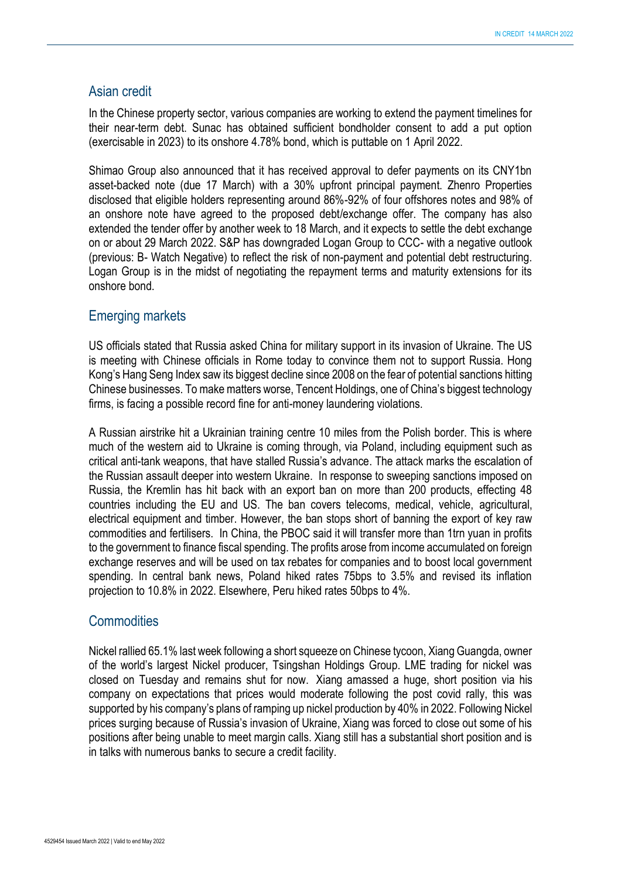## Asian credit

In the Chinese property sector, various companies are working to extend the payment timelines for their near-term debt. Sunac has obtained sufficient bondholder consent to add a put option (exercisable in 2023) to its onshore 4.78% bond, which is puttable on 1 April 2022.

Shimao Group also announced that it has received approval to defer payments on its CNY1bn asset-backed note (due 17 March) with a 30% upfront principal payment. Zhenro Properties disclosed that eligible holders representing around 86%-92% of four offshores notes and 98% of an onshore note have agreed to the proposed debt/exchange offer. The company has also extended the tender offer by another week to 18 March, and it expects to settle the debt exchange on or about 29 March 2022. S&P has downgraded Logan Group to CCC- with a negative outlook (previous: B- Watch Negative) to reflect the risk of non-payment and potential debt restructuring. Logan Group is in the midst of negotiating the repayment terms and maturity extensions for its onshore bond.

## Emerging markets

US officials stated that Russia asked China for military support in its invasion of Ukraine. The US is meeting with Chinese officials in Rome today to convince them not to support Russia. Hong Kong's Hang Seng Index saw its biggest decline since 2008 on the fear of potential sanctions hitting Chinese businesses. To make matters worse, Tencent Holdings, one of China's biggest technology firms, is facing a possible record fine for anti-money laundering violations.

A Russian airstrike hit a Ukrainian training centre 10 miles from the Polish border. This is where much of the western aid to Ukraine is coming through, via Poland, including equipment such as critical anti-tank weapons, that have stalled Russia's advance. The attack marks the escalation of the Russian assault deeper into western Ukraine. In response to sweeping sanctions imposed on Russia, the Kremlin has hit back with an export ban on more than 200 products, effecting 48 countries including the EU and US. The ban covers telecoms, medical, vehicle, agricultural, electrical equipment and timber. However, the ban stops short of banning the export of key raw commodities and fertilisers. In China, the PBOC said it will transfer more than 1trn yuan in profits to the government to finance fiscal spending. The profits arose from income accumulated on foreign exchange reserves and will be used on tax rebates for companies and to boost local government spending. In central bank news, Poland hiked rates 75bps to 3.5% and revised its inflation projection to 10.8% in 2022. Elsewhere, Peru hiked rates 50bps to 4%.

## Commodities

Nickel rallied 65.1% last week following a short squeeze on Chinese tycoon, Xiang Guangda, owner of the world's largest Nickel producer, Tsingshan Holdings Group. LME trading for nickel was closed on Tuesday and remains shut for now. Xiang amassed a huge, short position via his company on expectations that prices would moderate following the post covid rally, this was supported by his company's plans of ramping up nickel production by 40% in 2022. Following Nickel prices surging because of Russia's invasion of Ukraine, Xiang was forced to close out some of his positions after being unable to meet margin calls. Xiang still has a substantial short position and is in talks with numerous banks to secure a credit facility.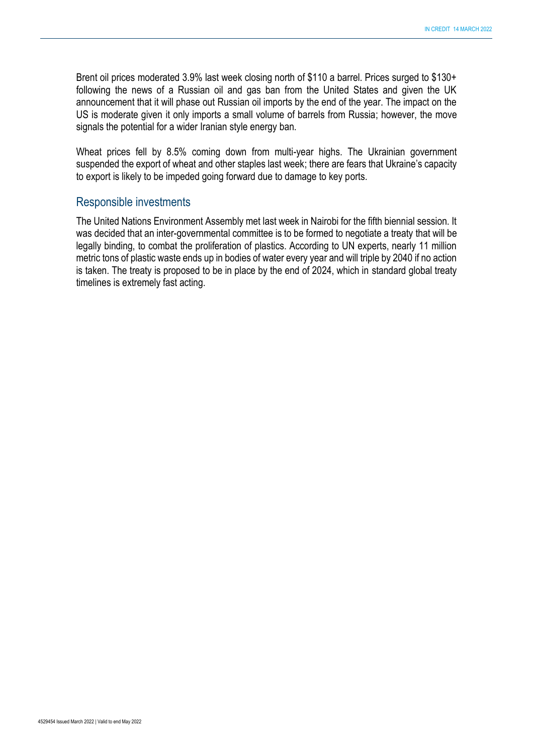Brent oil prices moderated 3.9% last week closing north of $110 a barrel. Prices surged to $130+ following the news of a Russian oil and gas ban from the United States and given the UK announcement that it will phase out Russian oil imports by the end of the year. The impact on the US is moderate given it only imports a small volume of barrels from Russia; however, the move signals the potential for a wider Iranian style energy ban.

Wheat prices fell by 8.5% coming down from multi-year highs. The Ukrainian government suspended the export of wheat and other staples last week; there are fears that Ukraine's capacity to export is likely to be impeded going forward due to damage to key ports.

## Responsible investments

The United Nations Environment Assembly met last week in Nairobi for the fifth biennial session. It was decided that an inter-governmental committee is to be formed to negotiate a treaty that will be legally binding, to combat the proliferation of plastics. According to UN experts, nearly 11 million metric tons of plastic waste ends up in bodies of water every year and will triple by 2040 if no action is taken. The treaty is proposed to be in place by the end of 2024, which in standard global treaty timelines is extremely fast acting.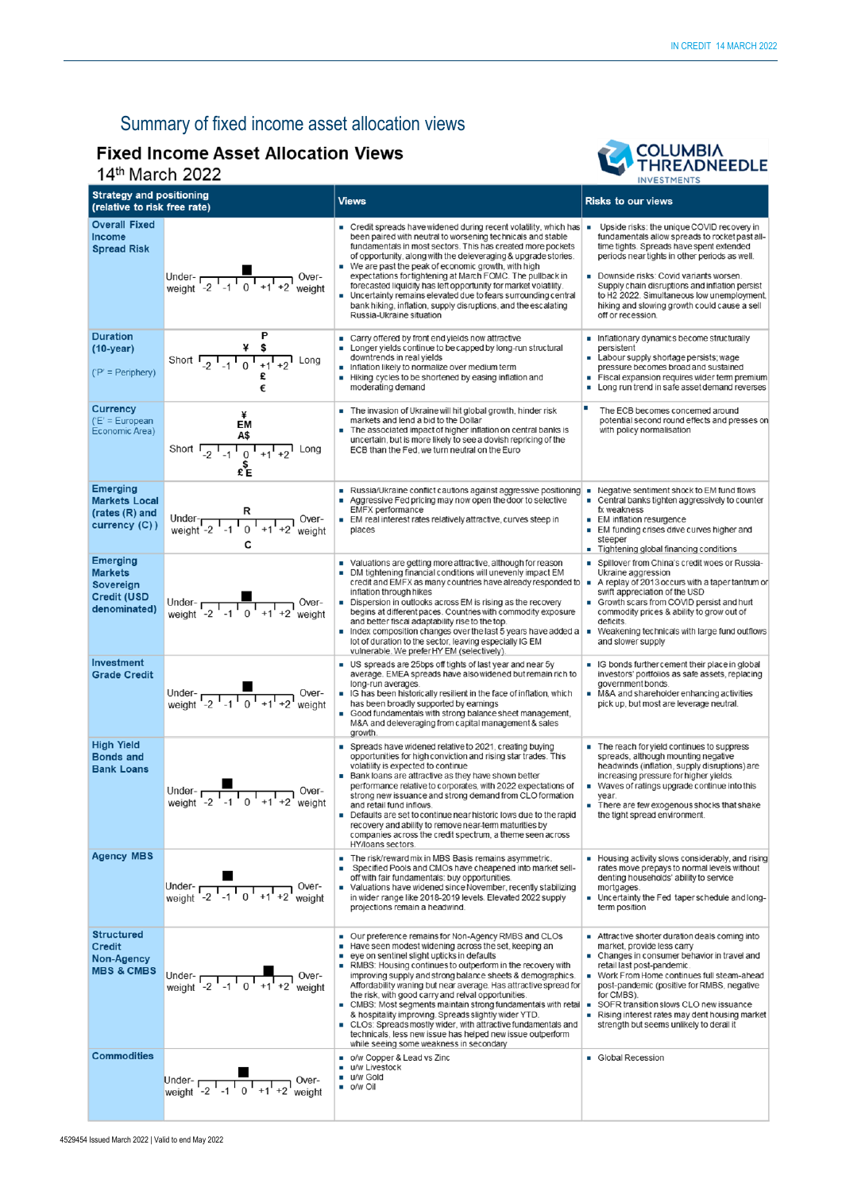# Summary of fixed income asset allocation views

## Fixed Income Asset Allocation Views

14th March 2022

| Strategy and positioning (relative to risk free rate) | | Views | Risks to our views |
|---|---|---|---|
| **Overall Fixed Income Spread Risk** | Underweight -2 -1 0 +1 +2 Overweight (position: 0) | ▪ Credit spreads have widened during recent volatility, which has been paired with neutral to worsening technicals and stable fundamentals in most sectors. This has created more pockets of opportunity, along with the deleveraging & upgrade stories.<br>▪ We are past the peak of economic growth, with high expectations for tightening at March FOMC. The pullback in forecasted liquidity has left opportunity for market volatility.<br>▪ Uncertainty remains elevated due to fears surrounding central bank hiking, inflation, supply disruptions, and the escalating Russia-Ukraine situation | ▪ Upside risks: the unique COVID recovery in fundamentals allow spreads to rocket past all-time tights. Spreads have spent extended periods near tights in other periods as well.<br>▪ Downside risks: Covid variants worsen. Supply chain disruptions and inflation persist to H2 2022. Simultaneous low unemployment, hiking and slowing growth could cause a sell off or recession. |
| **Duration (10-year)** ('P' = Periphery) | Short -2 -1 0 +1 +2 Long (P, ¥, $ at +1; £, € at +1) | ▪ Carry offered by front end yields now attractive<br>▪ Longer yields continue to be capped by long-run structural downtrends in real yields<br>▪ Inflation likely to normalize over medium term<br>▪ Hiking cycles to be shortened by easing inflation and moderating demand | ▪ Inflationary dynamics become structurally persistent<br>▪ Labour supply shortage persists; wage pressure becomes broad and sustained<br>▪ Fiscal expansion requires wider term premium<br>▪ Long run trend in safe asset demand reverses |
| **Currency** ('E' = European Economic Area) | Short -2 -1 0 +1 +2 Long (¥, EM, A$ at 0; $, £, € at 0) | ▪ The invasion of Ukraine will hit global growth, hinder risk markets and lend a bid to the Dollar<br>▪ The associated impact of higher inflation on central banks is uncertain, but is more likely to see a dovish repricing of the ECB than the Fed, we turn neutral on the Euro | ▪ The ECB becomes concerned around potential second round effects and presses on with policy normalisation |
| **Emerging Markets Local (rates (R) and currency (C))** | Underweight -2 -1 0 +1 +2 Overweight (R at 0; C at 0) | ▪ Russia/Ukraine conflict cautions against aggressive positioning<br>▪ Aggressive Fed pricing may now open the door to selective EMFX performance<br>▪ EM real interest rates relatively attractive, curves steep in places | ▪ Negative sentiment shock to EM fund flows<br>▪ Central banks tighten aggressively to counter fx weakness<br>▪ EM inflation resurgence<br>▪ EM funding crises drive curves higher and steeper<br>▪ Tightening global financing conditions |
| **Emerging Markets Sovereign Credit (USD denominated)** | Underweight -2 -1 0 +1 +2 Overweight (position: 0) | ▪ Valuations are getting more attractive, although for reason<br>▪ DM tightening financial conditions will unevenly impact EM credit and EMFX as many countries have already responded to inflation through hikes<br>▪ Dispersion in outlooks across EM is rising as the recovery begins at different paces. Countries with commodity exposure and better fiscal adaptability rise to the top.<br>▪ Index composition changes over the last 5 years have added a lot of duration to the sector, leaving especially IG EM vulnerable. We prefer HY EM (selectively) | ▪ Spillover from China's credit woes or Russia-Ukraine aggression<br>▪ A replay of 2013 occurs with a taper tantrum or swift appreciation of the USD<br>▪ Growth scars from COVID persist and hurt commodity prices & ability to grow out of deficits<br>▪ Weakening technicals with large fund outflows and slower supply |
| **Investment Grade Credit** | Underweight -2 -1 0 +1 +2 Overweight (position: 0) | ▪ US spreads are 25bps off tights of last year and near 5y average. EMEA spreads have also widened but remain rich to long-run averages.<br>▪ IG has been historically resilient in the face of inflation, which has been broadly supported by earnings<br>▪ Good fundamentals with strong balance sheet management, M&A and deleveraging from capital management & sales growth. | ▪ IG bonds further cement their place in global investors' portfolios as safe assets, replacing government bonds.<br>▪ M&A and shareholder enhancing activities pick up, but most are leverage neutral. |
| **High Yield Bonds and Bank Loans** | Underweight -2 -1 0 +1 +2 Overweight (position: -1) | ▪ Spreads have widened relative to 2021, creating buying opportunities for high conviction and rising star trades. This volatility is expected to continue<br>▪ Bank loans are attractive as they have shown better performance relative to corporates, with 2022 expectations of strong new issuance and strong demand from CLO formation and retail fund inflows.<br>▪ Defaults are set to continue near historic lows due to the rapid recovery and ability to remove near-term maturities by companies across the credit spectrum, a theme seen across HY/loans sectors. | ▪ The reach for yield continues to suppress spreads, although mounting negative headwinds (inflation, supply disruptions) are increasing pressure for higher yields.<br>▪ Waves of ratings upgrade continue into this year.<br>▪ There are few exogenous shocks that shake the tight spread environment. |
| **Agency MBS** | Underweight -2 -1 0 +1 +2 Overweight (position: -1) | ▪ The risk/reward mix in MBS Basis remains asymmetric.<br>▪ Specified Pools and CMOs have cheapened into market sell-off with fair fundamentals: buy opportunities.<br>▪ Valuations have widened since November, recently stabilizing in wider range like 2018-2019 levels. Elevated 2022 supply projections remain a headwind. | ▪ Housing activity slows considerably, and rising rates move prepays to normal levels without denting households' ability to service mortgages.<br>▪ Uncertainty the Fed taper schedule and long-term position |
| **Structured Credit Non-Agency MBS & CMBS** | Underweight -2 -1 0 +1 +2 Overweight (position: +1) | ▪ Our preference remains for Non-Agency RMBS and CLOs<br>▪ Have seen modest widening across the set, keeping an<br>▪ eye on sentinel slight upticks in defaults<br>▪ RMBS: Housing continues to outperform in the recovery with improving supply and strong balance sheets & demographics. Affordability waning but near average. Has attractive spread for the risk, with good carry and relval opportunities.<br>▪ CMBS: Most segments maintain strong fundamentals with retail & hospitality improving. Spreads slightly wider YTD.<br>▪ CLOs: Spreads mostly wider, with attractive fundamentals and technicals, less new issue has helped new issue outperform while seeing some weakness in secondary | ▪ Attractive shorter duration deals coming into market, provide less carry<br>▪ Changes in consumer behavior in travel and retail last post-pandemic<br>▪ Work From Home continues full steam-ahead post-pandemic (positive for RMBS, negative for CMBS).<br>▪ SOFR transition slows CLO new issuance<br>▪ Rising interest rates may dent housing market strength but seems unlikely to derail it |
| **Commodities** | Underweight -2 -1 0 +1 +2 Overweight (position: 0) | ▪ o/w Copper & Lead vs Zinc<br>▪ u/w Livestock<br>▪ u/w Gold<br>▪ o/w Oil | ▪ Global Recession |

4529454 Issued March 2022 | Valid to end May 2022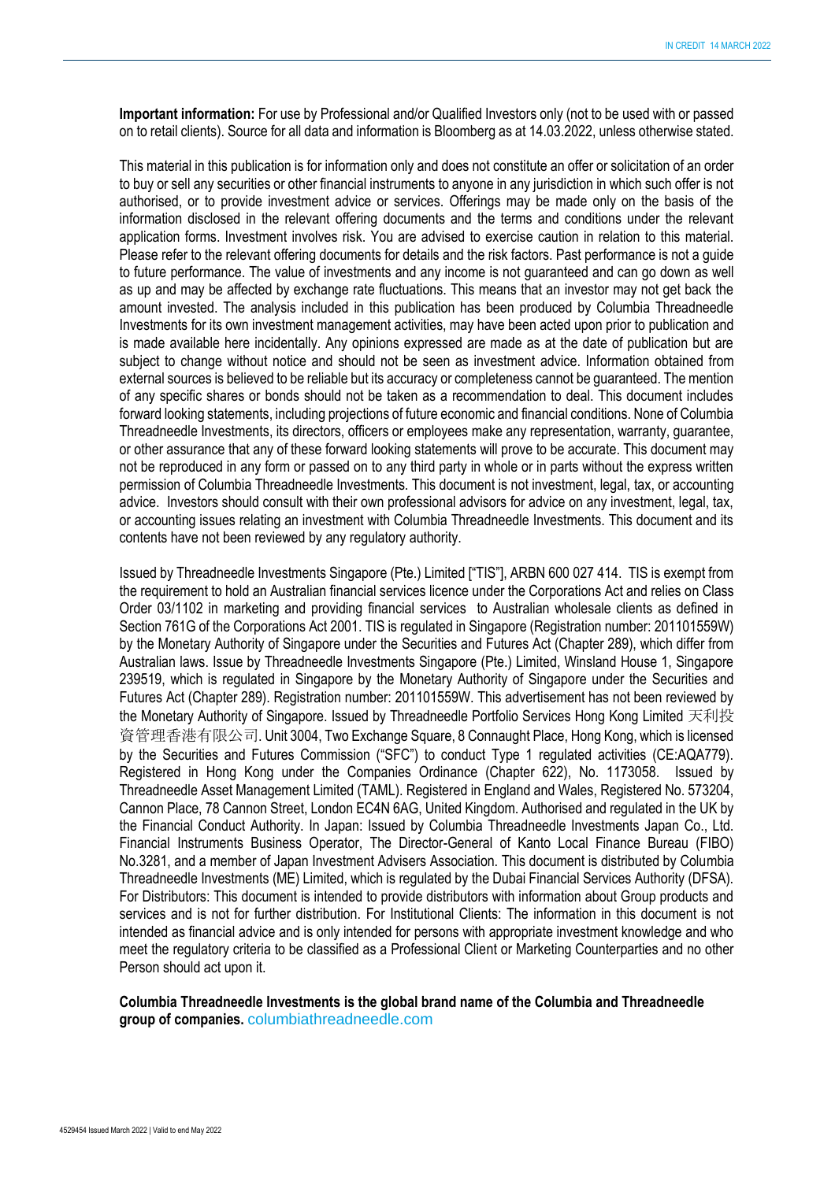**Important information:** For use by Professional and/or Qualified Investors only (not to be used with or passed on to retail clients). Source for all data and information is Bloomberg as at 14.03.2022, unless otherwise stated.

This material in this publication is for information only and does not constitute an offer or solicitation of an order to buy or sell any securities or other financial instruments to anyone in any jurisdiction in which such offer is not authorised, or to provide investment advice or services. Offerings may be made only on the basis of the information disclosed in the relevant offering documents and the terms and conditions under the relevant application forms. Investment involves risk. You are advised to exercise caution in relation to this material. Please refer to the relevant offering documents for details and the risk factors. Past performance is not a guide to future performance. The value of investments and any income is not guaranteed and can go down as well as up and may be affected by exchange rate fluctuations. This means that an investor may not get back the amount invested. The analysis included in this publication has been produced by Columbia Threadneedle Investments for its own investment management activities, may have been acted upon prior to publication and is made available here incidentally. Any opinions expressed are made as at the date of publication but are subject to change without notice and should not be seen as investment advice. Information obtained from external sources is believed to be reliable but its accuracy or completeness cannot be guaranteed. The mention of any specific shares or bonds should not be taken as a recommendation to deal. This document includes forward looking statements, including projections of future economic and financial conditions. None of Columbia Threadneedle Investments, its directors, officers or employees make any representation, warranty, guarantee, or other assurance that any of these forward looking statements will prove to be accurate. This document may not be reproduced in any form or passed on to any third party in whole or in parts without the express written permission of Columbia Threadneedle Investments. This document is not investment, legal, tax, or accounting advice. Investors should consult with their own professional advisors for advice on any investment, legal, tax, or accounting issues relating an investment with Columbia Threadneedle Investments. This document and its contents have not been reviewed by any regulatory authority.

Issued by Threadneedle Investments Singapore (Pte.) Limited ["TIS"], ARBN 600 027 414. TIS is exempt from the requirement to hold an Australian financial services licence under the Corporations Act and relies on Class Order 03/1102 in marketing and providing financial services to Australian wholesale clients as defined in Section 761G of the Corporations Act 2001. TIS is regulated in Singapore (Registration number: 201101559W) by the Monetary Authority of Singapore under the Securities and Futures Act (Chapter 289), which differ from Australian laws. Issue by Threadneedle Investments Singapore (Pte.) Limited, Winsland House 1, Singapore 239519, which is regulated in Singapore by the Monetary Authority of Singapore under the Securities and Futures Act (Chapter 289). Registration number: 201101559W. This advertisement has not been reviewed by the Monetary Authority of Singapore. Issued by Threadneedle Portfolio Services Hong Kong Limited 天利投資管理香港有限公司. Unit 3004, Two Exchange Square, 8 Connaught Place, Hong Kong, which is licensed by the Securities and Futures Commission ("SFC") to conduct Type 1 regulated activities (CE:AQA779). Registered in Hong Kong under the Companies Ordinance (Chapter 622), No. 1173058. Issued by Threadneedle Asset Management Limited (TAML). Registered in England and Wales, Registered No. 573204, Cannon Place, 78 Cannon Street, London EC4N 6AG, United Kingdom. Authorised and regulated in the UK by the Financial Conduct Authority. In Japan: Issued by Columbia Threadneedle Investments Japan Co., Ltd. Financial Instruments Business Operator, The Director-General of Kanto Local Finance Bureau (FIBO) No.3281, and a member of Japan Investment Advisers Association. This document is distributed by Columbia Threadneedle Investments (ME) Limited, which is regulated by the Dubai Financial Services Authority (DFSA). For Distributors: This document is intended to provide distributors with information about Group products and services and is not for further distribution. For Institutional Clients: The information in this document is not intended as financial advice and is only intended for persons with appropriate investment knowledge and who meet the regulatory criteria to be classified as a Professional Client or Marketing Counterparties and no other Person should act upon it.

**Columbia Threadneedle Investments is the global brand name of the Columbia and Threadneedle group of companies.** columbiathreadneedle.com

4529454 Issued March 2022 | Valid to end May 2022